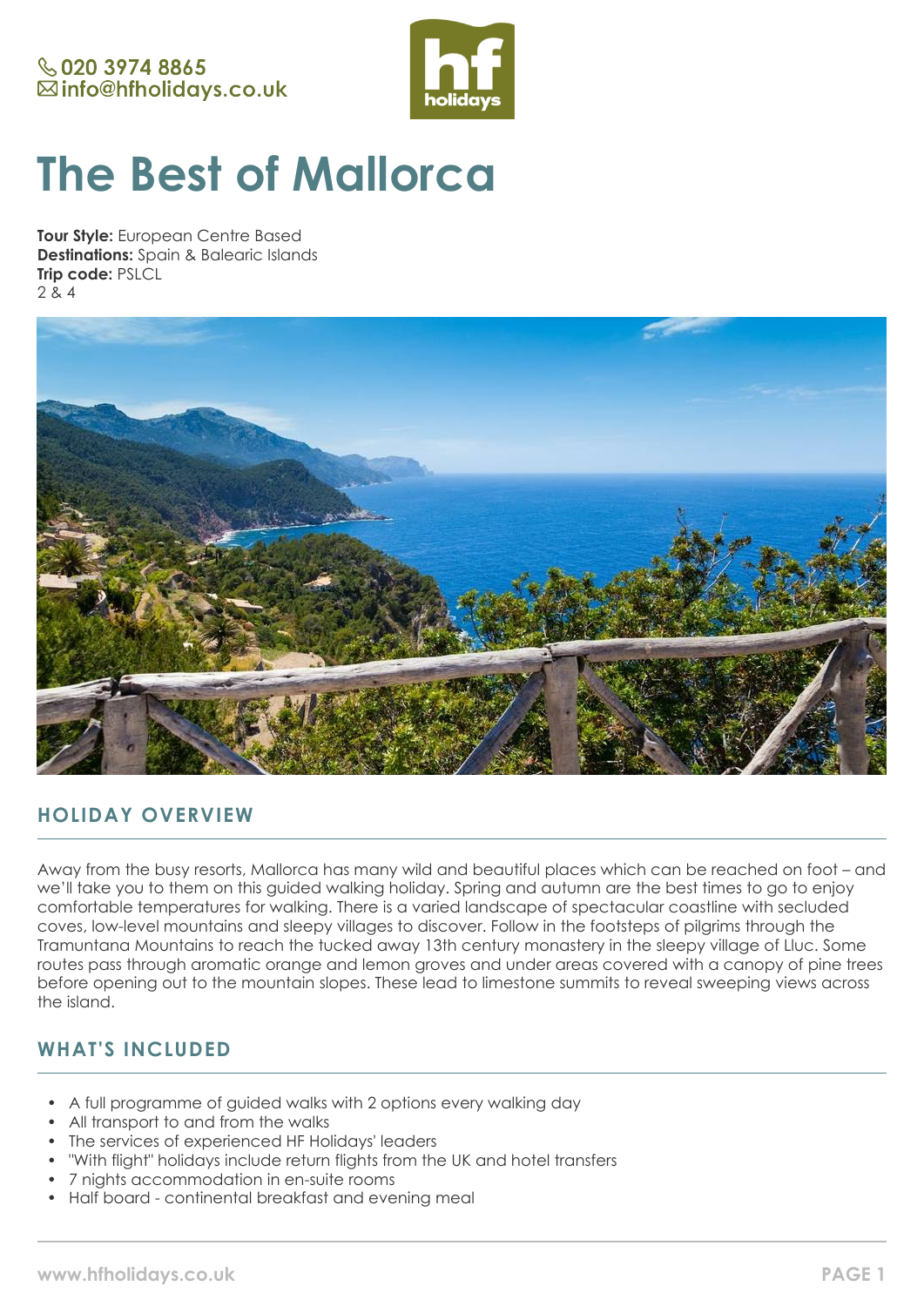020 3974 8865
info@hfholidays.co.uk

# The Best of Mallorca

**Tour Style:** European Centre Based
**Destinations:** Spain & Balearic Islands
**Trip code:** PSLCL
2 & 4

## HOLIDAY OVERVIEW

Away from the busy resorts, Mallorca has many wild and beautiful places which can be reached on foot – and we'll take you to them on this guided walking holiday. Spring and autumn are the best times to go to enjoy comfortable temperatures for walking. There is a varied landscape of spectacular coastline with secluded coves, low-level mountains and sleepy villages to discover. Follow in the footsteps of pilgrims through the Tramuntana Mountains to reach the tucked away 13th century monastery in the sleepy village of Lluc. Some routes pass through aromatic orange and lemon groves and under areas covered with a canopy of pine trees before opening out to the mountain slopes. These lead to limestone summits to reveal sweeping views across the island.

## WHAT'S INCLUDED

- A full programme of guided walks with 2 options every walking day
- All transport to and from the walks
- The services of experienced HF Holidays' leaders
- "With flight" holidays include return flights from the UK and hotel transfers
- 7 nights accommodation in en-suite rooms
- Half board - continental breakfast and evening meal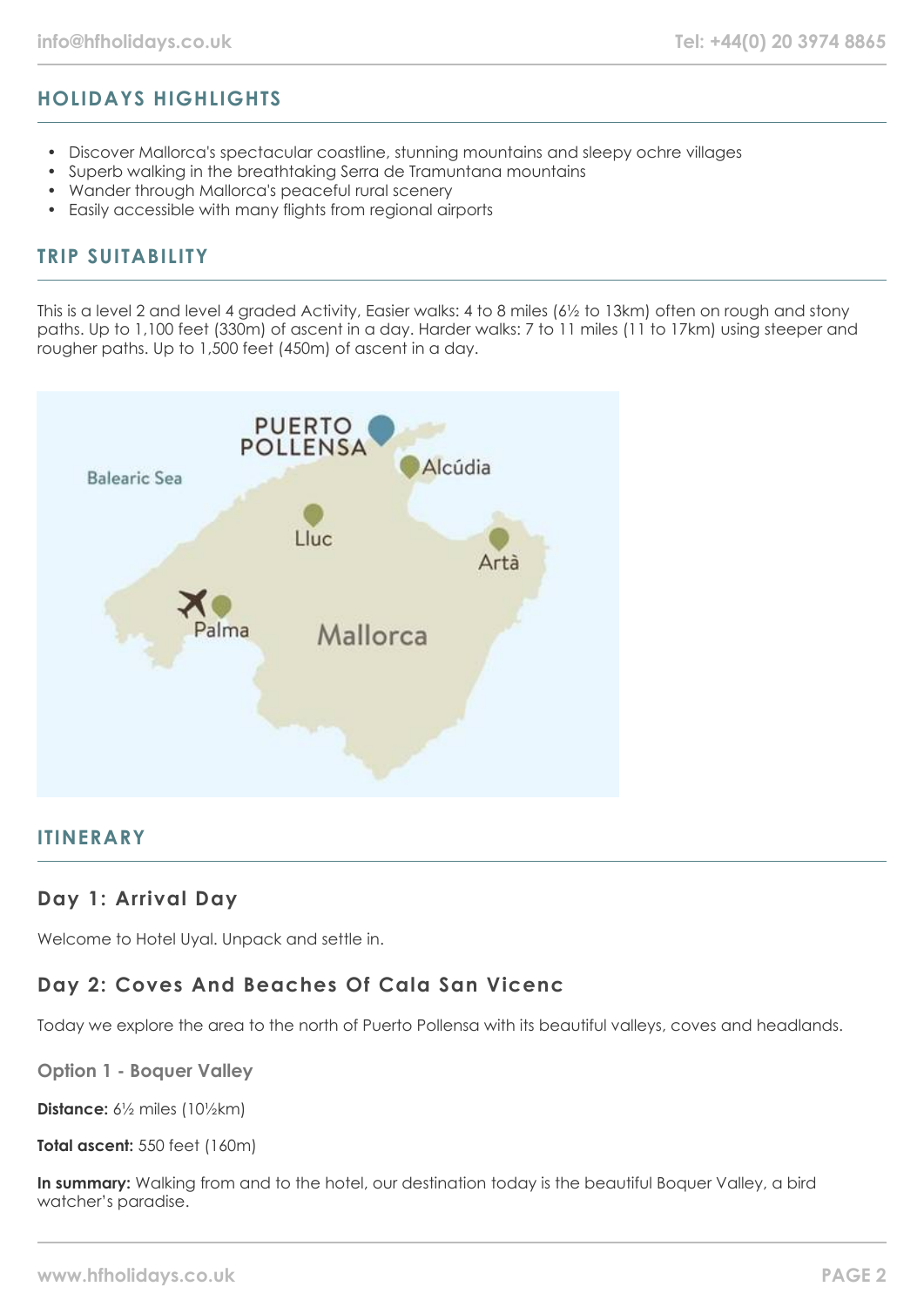## HOLIDAYS HIGHLIGHTS

- Discover Mallorca's spectacular coastline, stunning mountains and sleepy ochre villages
- Superb walking in the breathtaking Serra de Tramuntana mountains
- Wander through Mallorca's peaceful rural scenery
- Easily accessible with many flights from regional airports

## TRIP SUITABILITY

This is a level 2 and level 4 graded Activity, Easier walks: 4 to 8 miles (6½ to 13km) often on rough and stony paths. Up to 1,100 feet (330m) of ascent in a day. Harder walks: 7 to 11 miles (11 to 17km) using steeper and rougher paths. Up to 1,500 feet (450m) of ascent in a day.

## ITINERARY

### Day 1: Arrival Day

Welcome to Hotel Uyal. Unpack and settle in.

### Day 2: Coves And Beaches Of Cala San Vicenc

Today we explore the area to the north of Puerto Pollensa with its beautiful valleys, coves and headlands.

#### Option 1 - Boquer Valley

**Distance:** 6½ miles (10½km)

**Total ascent:** 550 feet (160m)

**In summary:** Walking from and to the hotel, our destination today is the beautiful Boquer Valley, a bird watcher's paradise.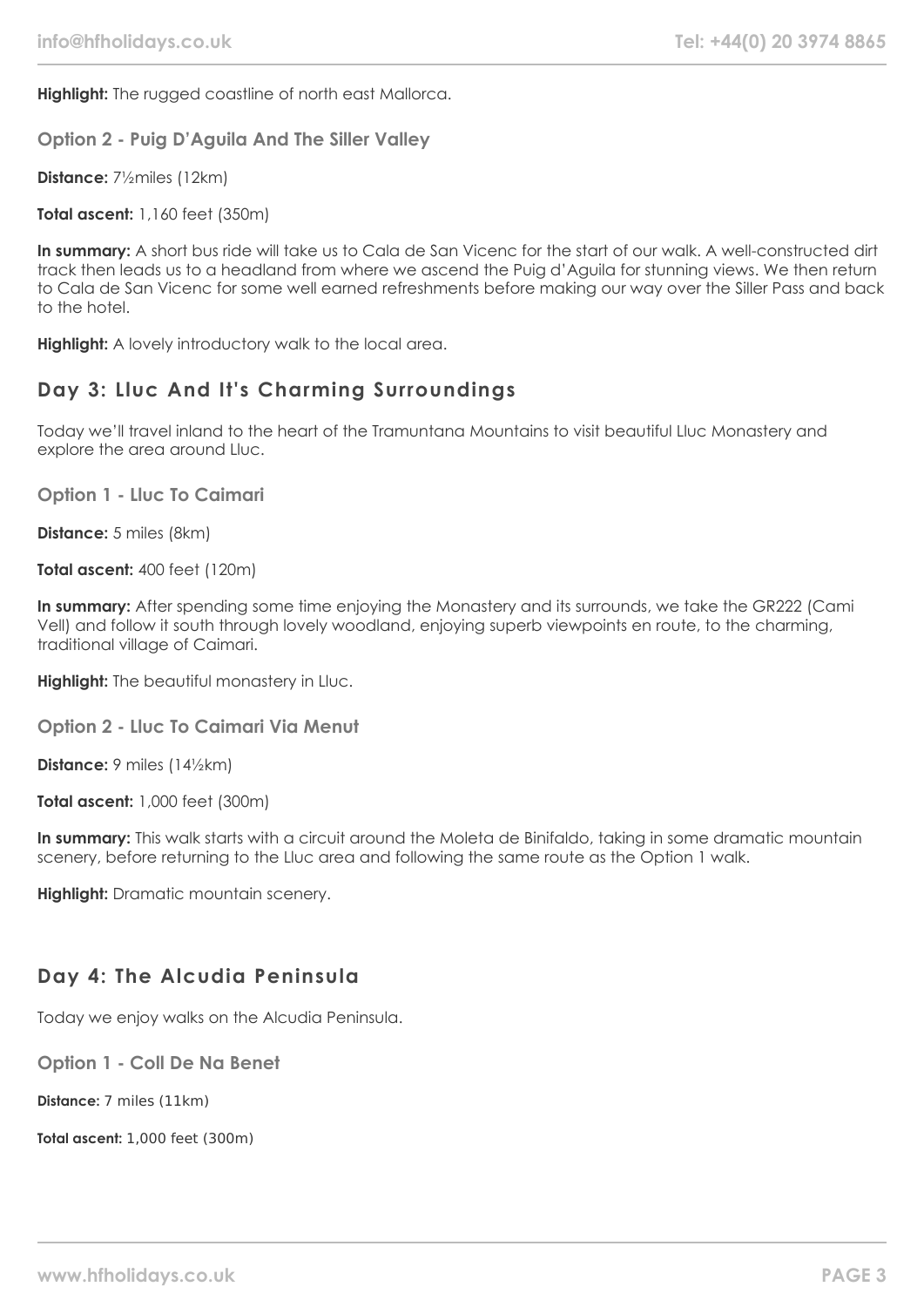**Highlight:** The rugged coastline of north east Mallorca.

### Option 2 - Puig D'Aguila And The Siller Valley

**Distance:** 7½miles (12km)

**Total ascent:** 1,160 feet (350m)

**In summary:** A short bus ride will take us to Cala de San Vicenc for the start of our walk. A well-constructed dirt track then leads us to a headland from where we ascend the Puig d'Aguila for stunning views. We then return to Cala de San Vicenc for some well earned refreshments before making our way over the Siller Pass and back to the hotel.

**Highlight:** A lovely introductory walk to the local area.

## Day 3: Lluc And It's Charming Surroundings

Today we'll travel inland to the heart of the Tramuntana Mountains to visit beautiful Lluc Monastery and explore the area around Lluc.

### Option 1 - Lluc To Caimari

**Distance:** 5 miles (8km)

**Total ascent:** 400 feet (120m)

**In summary:** After spending some time enjoying the Monastery and its surrounds, we take the GR222 (Cami Vell) and follow it south through lovely woodland, enjoying superb viewpoints en route, to the charming, traditional village of Caimari.

**Highlight:** The beautiful monastery in Lluc.

### Option 2 - Lluc To Caimari Via Menut

**Distance:** 9 miles (14½km)

**Total ascent:** 1,000 feet (300m)

**In summary:** This walk starts with a circuit around the Moleta de Binifaldo, taking in some dramatic mountain scenery, before returning to the Lluc area and following the same route as the Option 1 walk.

**Highlight:** Dramatic mountain scenery.

## Day 4: The Alcudia Peninsula

Today we enjoy walks on the Alcudia Peninsula.

### Option 1 - Coll De Na Benet

**Distance:** 7 miles (11km)

**Total ascent:** 1,000 feet (300m)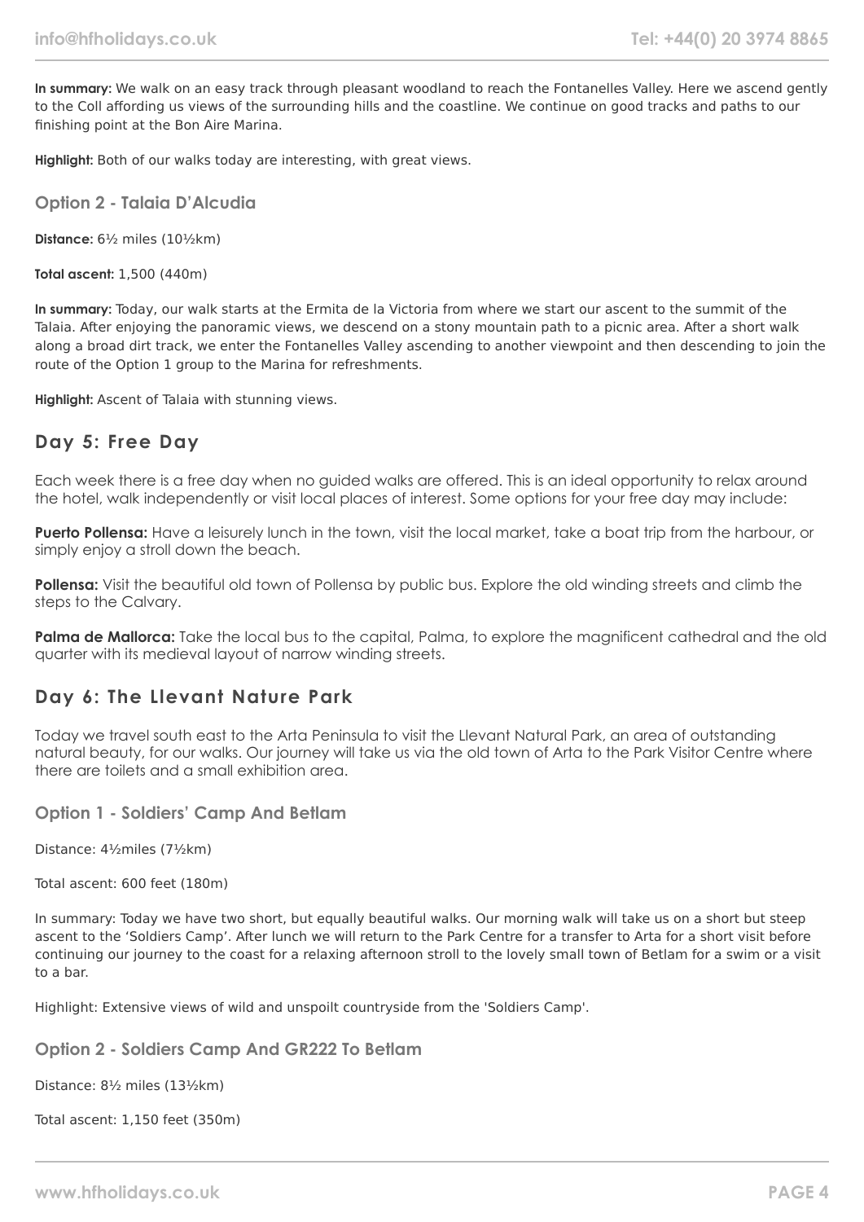**In summary:** We walk on an easy track through pleasant woodland to reach the Fontanelles Valley. Here we ascend gently to the Coll affording us views of the surrounding hills and the coastline. We continue on good tracks and paths to our finishing point at the Bon Aire Marina.

**Highlight:** Both of our walks today are interesting, with great views.

### Option 2 - Talaia D'Alcudia

**Distance:** 6½ miles (10½km)

**Total ascent:** 1,500 (440m)

**In summary:** Today, our walk starts at the Ermita de la Victoria from where we start our ascent to the summit of the Talaia. After enjoying the panoramic views, we descend on a stony mountain path to a picnic area. After a short walk along a broad dirt track, we enter the Fontanelles Valley ascending to another viewpoint and then descending to join the route of the Option 1 group to the Marina for refreshments.

**Highlight:** Ascent of Talaia with stunning views.

## Day 5: Free Day

Each week there is a free day when no guided walks are offered. This is an ideal opportunity to relax around the hotel, walk independently or visit local places of interest. Some options for your free day may include:

**Puerto Pollensa:** Have a leisurely lunch in the town, visit the local market, take a boat trip from the harbour, or simply enjoy a stroll down the beach.

**Pollensa:** Visit the beautiful old town of Pollensa by public bus. Explore the old winding streets and climb the steps to the Calvary.

**Palma de Mallorca:** Take the local bus to the capital, Palma, to explore the magnificent cathedral and the old quarter with its medieval layout of narrow winding streets.

## Day 6: The Llevant Nature Park

Today we travel south east to the Arta Peninsula to visit the Llevant Natural Park, an area of outstanding natural beauty, for our walks. Our journey will take us via the old town of Arta to the Park Visitor Centre where there are toilets and a small exhibition area.

### Option 1 - Soldiers' Camp And Betlam

Distance: 4½miles (7½km)

Total ascent: 600 feet (180m)

In summary: Today we have two short, but equally beautiful walks. Our morning walk will take us on a short but steep ascent to the 'Soldiers Camp'. After lunch we will return to the Park Centre for a transfer to Arta for a short visit before continuing our journey to the coast for a relaxing afternoon stroll to the lovely small town of Betlam for a swim or a visit to a bar.

Highlight: Extensive views of wild and unspoilt countryside from the 'Soldiers Camp'.

### Option 2 - Soldiers Camp And GR222 To Betlam

Distance: 8½ miles (13½km)

Total ascent: 1,150 feet (350m)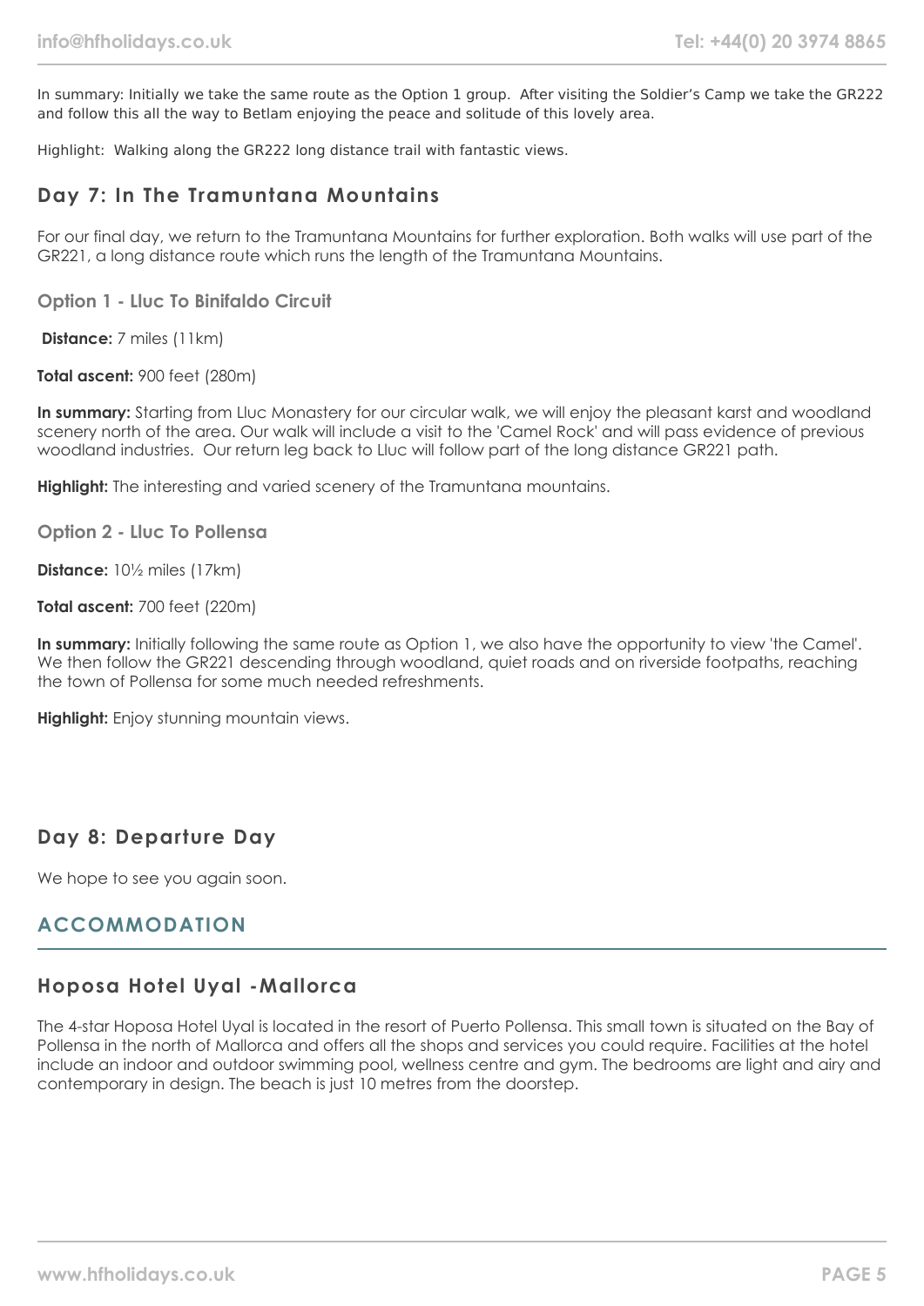In summary: Initially we take the same route as the Option 1 group. After visiting the Soldier's Camp we take the GR222 and follow this all the way to Betlam enjoying the peace and solitude of this lovely area.

Highlight: Walking along the GR222 long distance trail with fantastic views.

## Day 7: In The Tramuntana Mountains

For our final day, we return to the Tramuntana Mountains for further exploration. Both walks will use part of the GR221, a long distance route which runs the length of the Tramuntana Mountains.

### Option 1 - Lluc To Binifaldo Circuit

**Distance:** 7 miles (11km)

**Total ascent:** 900 feet (280m)

**In summary:** Starting from Lluc Monastery for our circular walk, we will enjoy the pleasant karst and woodland scenery north of the area. Our walk will include a visit to the 'Camel Rock' and will pass evidence of previous woodland industries. Our return leg back to Lluc will follow part of the long distance GR221 path.

**Highlight:** The interesting and varied scenery of the Tramuntana mountains.

### Option 2 - Lluc To Pollensa

**Distance:** 10½ miles (17km)

**Total ascent:** 700 feet (220m)

**In summary:** Initially following the same route as Option 1, we also have the opportunity to view 'the Camel'. We then follow the GR221 descending through woodland, quiet roads and on riverside footpaths, reaching the town of Pollensa for some much needed refreshments.

**Highlight:** Enjoy stunning mountain views.

## Day 8: Departure Day

We hope to see you again soon.

# ACCOMMODATION

## Hoposa Hotel Uyal -Mallorca

The 4-star Hoposa Hotel Uyal is located in the resort of Puerto Pollensa. This small town is situated on the Bay of Pollensa in the north of Mallorca and offers all the shops and services you could require. Facilities at the hotel include an indoor and outdoor swimming pool, wellness centre and gym. The bedrooms are light and airy and contemporary in design. The beach is just 10 metres from the doorstep.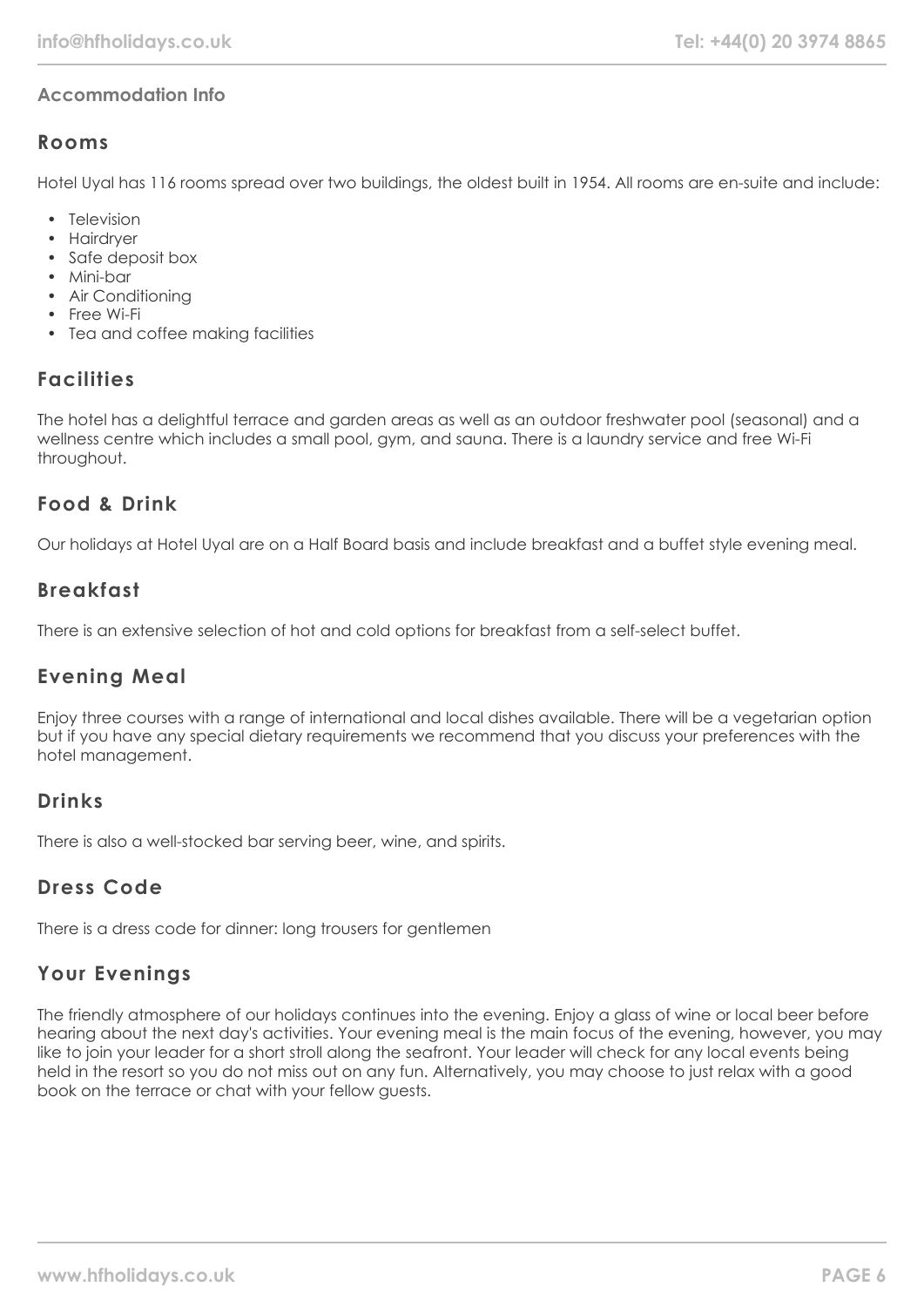### Accommodation Info

## Rooms

Hotel Uyal has 116 rooms spread over two buildings, the oldest built in 1954. All rooms are en-suite and include:

- Television
- Hairdryer
- Safe deposit box
- Mini-bar
- Air Conditioning
- Free Wi-Fi
- Tea and coffee making facilities

## Facilities

The hotel has a delightful terrace and garden areas as well as an outdoor freshwater pool (seasonal) and a wellness centre which includes a small pool, gym, and sauna. There is a laundry service and free Wi-Fi throughout.

## Food & Drink

Our holidays at Hotel Uyal are on a Half Board basis and include breakfast and a buffet style evening meal.

## Breakfast

There is an extensive selection of hot and cold options for breakfast from a self-select buffet.

## Evening Meal

Enjoy three courses with a range of international and local dishes available. There will be a vegetarian option but if you have any special dietary requirements we recommend that you discuss your preferences with the hotel management.

## Drinks

There is also a well-stocked bar serving beer, wine, and spirits.

## Dress Code

There is a dress code for dinner: long trousers for gentlemen

## Your Evenings

The friendly atmosphere of our holidays continues into the evening. Enjoy a glass of wine or local beer before hearing about the next day's activities. Your evening meal is the main focus of the evening, however, you may like to join your leader for a short stroll along the seafront. Your leader will check for any local events being held in the resort so you do not miss out on any fun. Alternatively, you may choose to just relax with a good book on the terrace or chat with your fellow guests.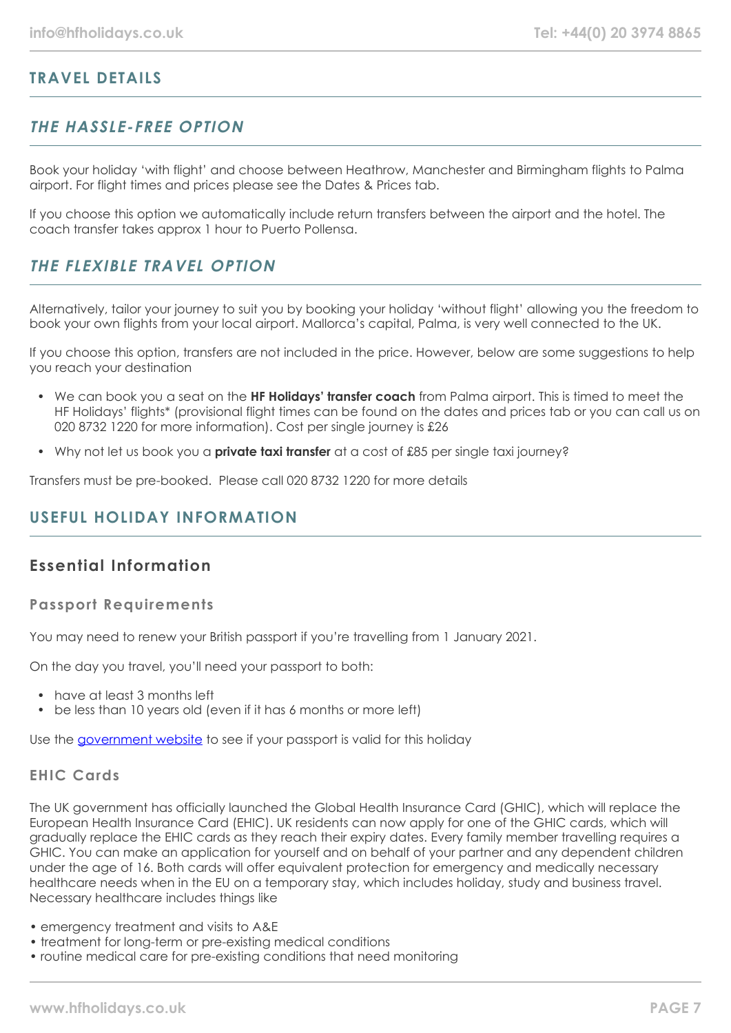## TRAVEL DETAILS

### *THE HASSLE-FREE OPTION*

Book your holiday 'with flight' and choose between Heathrow, Manchester and Birmingham flights to Palma airport. For flight times and prices please see the Dates & Prices tab.

If you choose this option we automatically include return transfers between the airport and the hotel. The coach transfer takes approx 1 hour to Puerto Pollensa.

### *THE FLEXIBLE TRAVEL OPTION*

Alternatively, tailor your journey to suit you by booking your holiday 'without flight' allowing you the freedom to book your own flights from your local airport. Mallorca's capital, Palma, is very well connected to the UK.

If you choose this option, transfers are not included in the price. However, below are some suggestions to help you reach your destination

- We can book you a seat on the **HF Holidays' transfer coach** from Palma airport. This is timed to meet the HF Holidays' flights* (provisional flight times can be found on the dates and prices tab or you can call us on 020 8732 1220 for more information). Cost per single journey is £26
- Why not let us book you a **private taxi transfer** at a cost of £85 per single taxi journey?

Transfers must be pre-booked. Please call 020 8732 1220 for more details

## USEFUL HOLIDAY INFORMATION

### Essential Information

#### Passport Requirements

You may need to renew your British passport if you're travelling from 1 January 2021.

On the day you travel, you'll need your passport to both:

- have at least 3 months left
- be less than 10 years old (even if it has 6 months or more left)

Use the government website to see if your passport is valid for this holiday

#### EHIC Cards

The UK government has officially launched the Global Health Insurance Card (GHIC), which will replace the European Health Insurance Card (EHIC). UK residents can now apply for one of the GHIC cards, which will gradually replace the EHIC cards as they reach their expiry dates. Every family member travelling requires a GHIC. You can make an application for yourself and on behalf of your partner and any dependent children under the age of 16. Both cards will offer equivalent protection for emergency and medically necessary healthcare needs when in the EU on a temporary stay, which includes holiday, study and business travel. Necessary healthcare includes things like

- emergency treatment and visits to A&E
- treatment for long-term or pre-existing medical conditions
- routine medical care for pre-existing conditions that need monitoring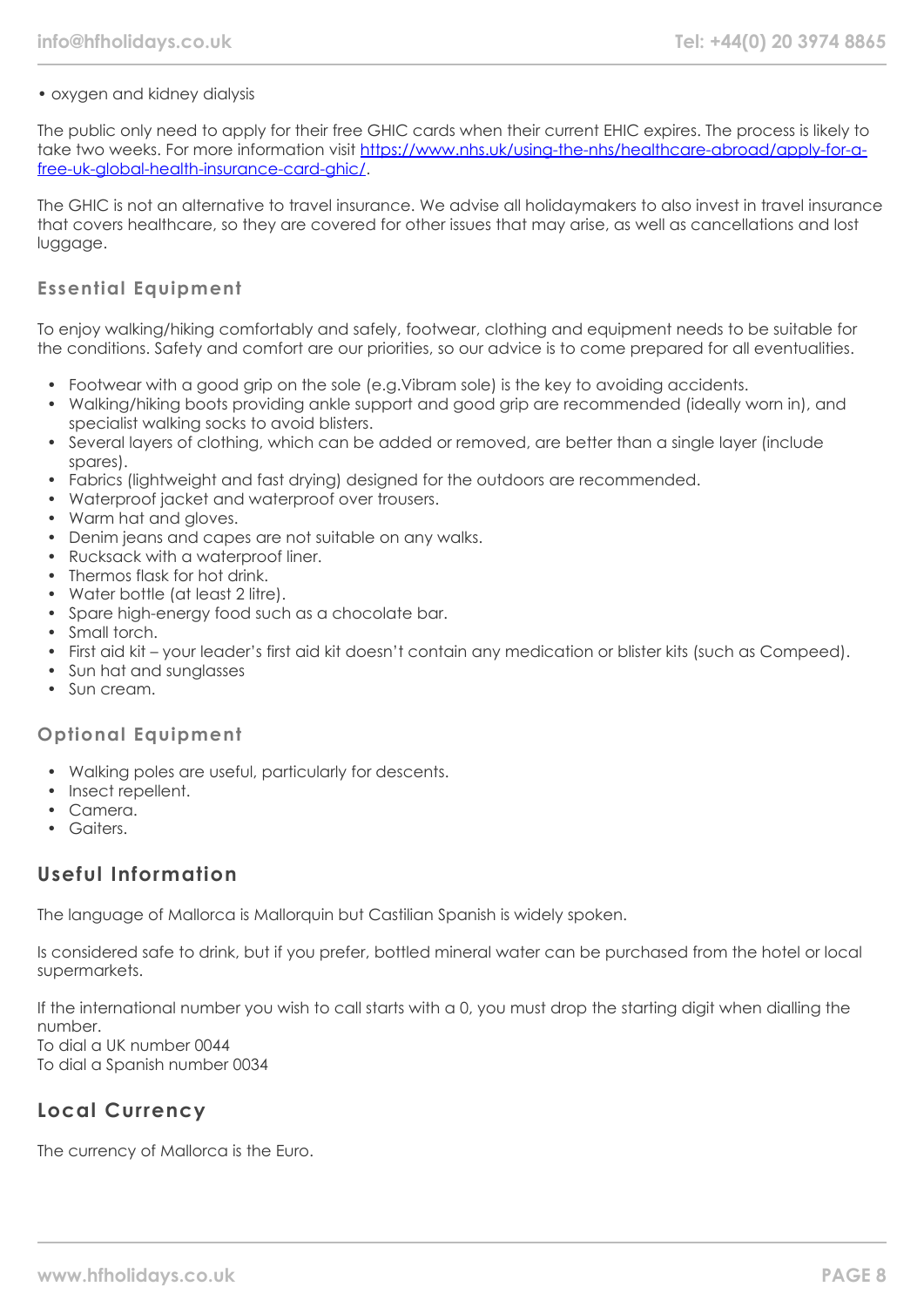• oxygen and kidney dialysis

The public only need to apply for their free GHIC cards when their current EHIC expires. The process is likely to take two weeks. For more information visit [https://www.nhs.uk/using-the-nhs/healthcare-abroad/apply-for-a-free-uk-global-health-insurance-card-ghic/](https://www.nhs.uk/using-the-nhs/healthcare-abroad/apply-for-a-free-uk-global-health-insurance-card-ghic/).

The GHIC is not an alternative to travel insurance. We advise all holidaymakers to also invest in travel insurance that covers healthcare, so they are covered for other issues that may arise, as well as cancellations and lost luggage.

### Essential Equipment

To enjoy walking/hiking comfortably and safely, footwear, clothing and equipment needs to be suitable for the conditions. Safety and comfort are our priorities, so our advice is to come prepared for all eventualities.

- Footwear with a good grip on the sole (e.g.Vibram sole) is the key to avoiding accidents.
- Walking/hiking boots providing ankle support and good grip are recommended (ideally worn in), and specialist walking socks to avoid blisters.
- Several layers of clothing, which can be added or removed, are better than a single layer (include spares).
- Fabrics (lightweight and fast drying) designed for the outdoors are recommended.
- Waterproof jacket and waterproof over trousers.
- Warm hat and gloves.
- Denim jeans and capes are not suitable on any walks.
- Rucksack with a waterproof liner.
- Thermos flask for hot drink.
- Water bottle (at least 2 litre).
- Spare high-energy food such as a chocolate bar.
- Small torch.
- First aid kit – your leader's first aid kit doesn't contain any medication or blister kits (such as Compeed).
- Sun hat and sunglasses
- Sun cream.

### Optional Equipment

- Walking poles are useful, particularly for descents.
- Insect repellent.
- Camera.
- Gaiters.

## Useful Information

The language of Mallorca is Mallorquin but Castilian Spanish is widely spoken.

Is considered safe to drink, but if you prefer, bottled mineral water can be purchased from the hotel or local supermarkets.

If the international number you wish to call starts with a 0, you must drop the starting digit when dialling the number.
To dial a UK number 0044
To dial a Spanish number 0034

## Local Currency

The currency of Mallorca is the Euro.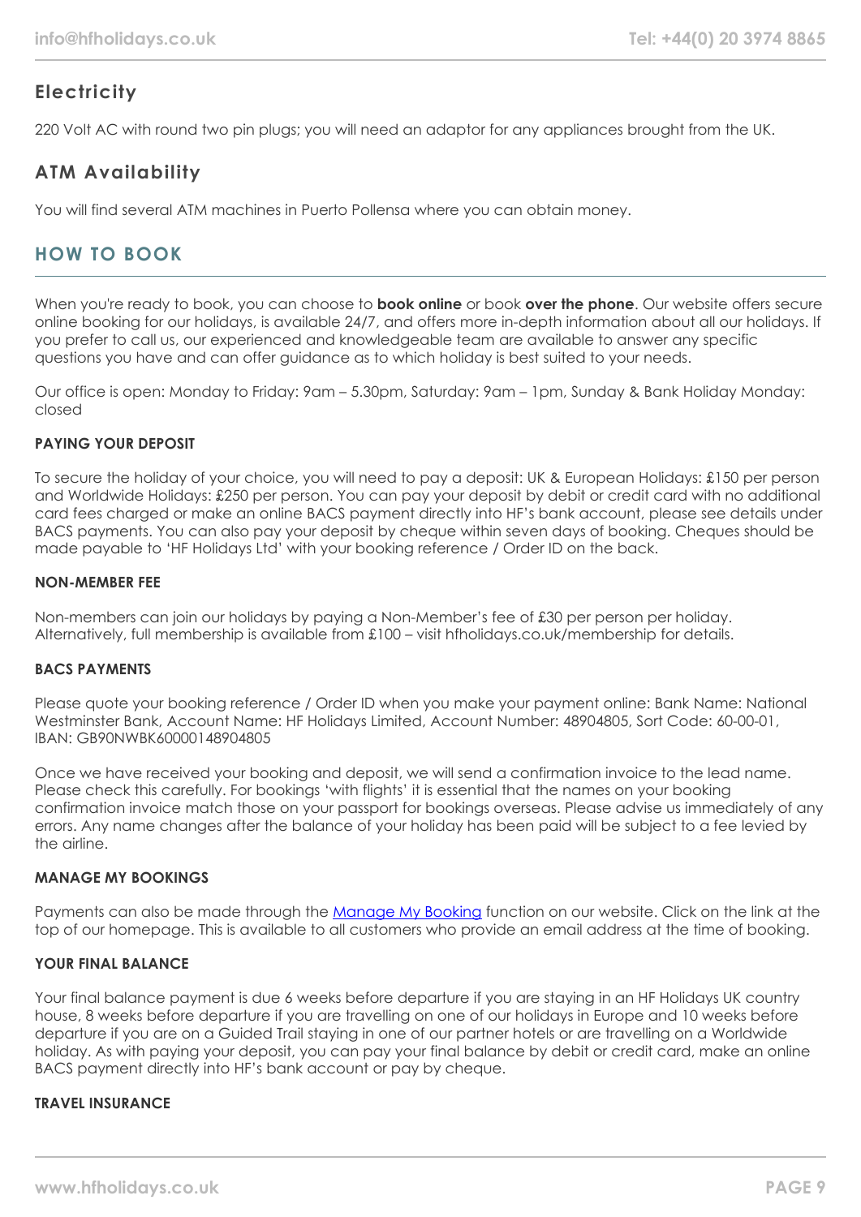## Electricity

220 Volt AC with round two pin plugs; you will need an adaptor for any appliances brought from the UK.

## ATM Availability

You will find several ATM machines in Puerto Pollensa where you can obtain money.

# HOW TO BOOK

When you're ready to book, you can choose to **book online** or book **over the phone**. Our website offers secure online booking for our holidays, is available 24/7, and offers more in-depth information about all our holidays. If you prefer to call us, our experienced and knowledgeable team are available to answer any specific questions you have and can offer guidance as to which holiday is best suited to your needs.

Our office is open: Monday to Friday: 9am – 5.30pm, Saturday: 9am – 1pm, Sunday & Bank Holiday Monday: closed

### PAYING YOUR DEPOSIT

To secure the holiday of your choice, you will need to pay a deposit: UK & European Holidays: £150 per person and Worldwide Holidays: £250 per person. You can pay your deposit by debit or credit card with no additional card fees charged or make an online BACS payment directly into HF's bank account, please see details under BACS payments. You can also pay your deposit by cheque within seven days of booking. Cheques should be made payable to 'HF Holidays Ltd' with your booking reference / Order ID on the back.

### NON-MEMBER FEE

Non-members can join our holidays by paying a Non-Member's fee of £30 per person per holiday. Alternatively, full membership is available from £100 – visit hfholidays.co.uk/membership for details.

### BACS PAYMENTS

Please quote your booking reference / Order ID when you make your payment online: Bank Name: National Westminster Bank, Account Name: HF Holidays Limited, Account Number: 48904805, Sort Code: 60-00-01, IBAN: GB90NWBK60000148904805

Once we have received your booking and deposit, we will send a confirmation invoice to the lead name. Please check this carefully. For bookings 'with flights' it is essential that the names on your booking confirmation invoice match those on your passport for bookings overseas. Please advise us immediately of any errors. Any name changes after the balance of your holiday has been paid will be subject to a fee levied by the airline.

### MANAGE MY BOOKINGS

Payments can also be made through the Manage My Booking function on our website. Click on the link at the top of our homepage. This is available to all customers who provide an email address at the time of booking.

### YOUR FINAL BALANCE

Your final balance payment is due 6 weeks before departure if you are staying in an HF Holidays UK country house, 8 weeks before departure if you are travelling on one of our holidays in Europe and 10 weeks before departure if you are on a Guided Trail staying in one of our partner hotels or are travelling on a Worldwide holiday. As with paying your deposit, you can pay your final balance by debit or credit card, make an online BACS payment directly into HF's bank account or pay by cheque.

### TRAVEL INSURANCE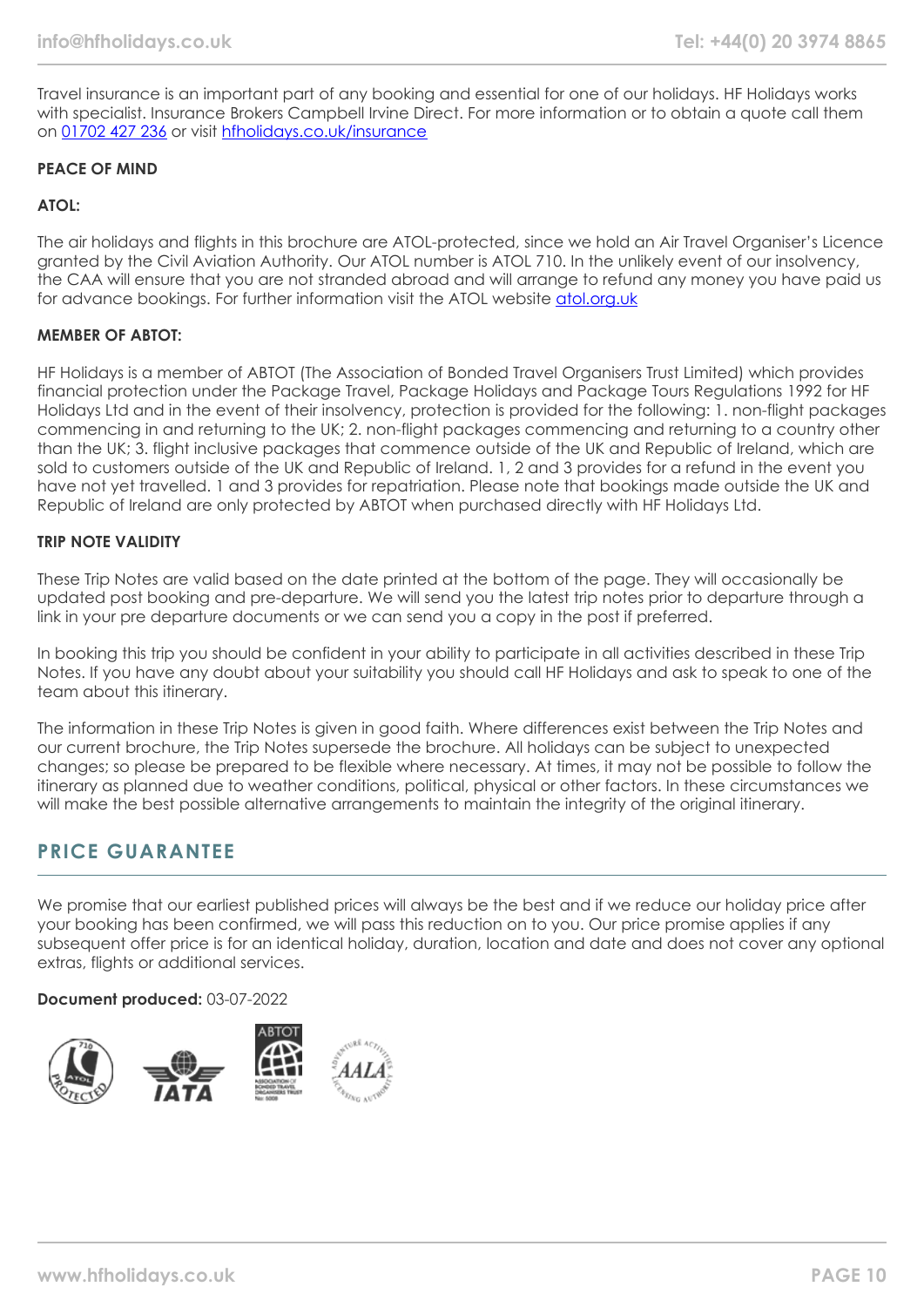Travel insurance is an important part of any booking and essential for one of our holidays. HF Holidays works with specialist. Insurance Brokers Campbell Irvine Direct. For more information or to obtain a quote call them on [01702 427 236](tel:01702427236) or visit [hfholidays.co.uk/insurance](https://hfholidays.co.uk/insurance)

**PEACE OF MIND**

**ATOL:**

The air holidays and flights in this brochure are ATOL-protected, since we hold an Air Travel Organiser's Licence granted by the Civil Aviation Authority. Our ATOL number is ATOL 710. In the unlikely event of our insolvency, the CAA will ensure that you are not stranded abroad and will arrange to refund any money you have paid us for advance bookings. For further information visit the ATOL website [atol.org.uk](https://atol.org.uk)

**MEMBER OF ABTOT:**

HF Holidays is a member of ABTOT (The Association of Bonded Travel Organisers Trust Limited) which provides financial protection under the Package Travel, Package Holidays and Package Tours Regulations 1992 for HF Holidays Ltd and in the event of their insolvency, protection is provided for the following: 1. non-flight packages commencing in and returning to the UK; 2. non-flight packages commencing and returning to a country other than the UK; 3. flight inclusive packages that commence outside of the UK and Republic of Ireland, which are sold to customers outside of the UK and Republic of Ireland. 1, 2 and 3 provides for a refund in the event you have not yet travelled. 1 and 3 provides for repatriation. Please note that bookings made outside the UK and Republic of Ireland are only protected by ABTOT when purchased directly with HF Holidays Ltd.

**TRIP NOTE VALIDITY**

These Trip Notes are valid based on the date printed at the bottom of the page. They will occasionally be updated post booking and pre-departure. We will send you the latest trip notes prior to departure through a link in your pre departure documents or we can send you a copy in the post if preferred.

In booking this trip you should be confident in your ability to participate in all activities described in these Trip Notes. If you have any doubt about your suitability you should call HF Holidays and ask to speak to one of the team about this itinerary.

The information in these Trip Notes is given in good faith. Where differences exist between the Trip Notes and our current brochure, the Trip Notes supersede the brochure. All holidays can be subject to unexpected changes; so please be prepared to be flexible where necessary. At times, it may not be possible to follow the itinerary as planned due to weather conditions, political, physical or other factors. In these circumstances we will make the best possible alternative arrangements to maintain the integrity of the original itinerary.

## PRICE GUARANTEE

We promise that our earliest published prices will always be the best and if we reduce our holiday price after your booking has been confirmed, we will pass this reduction on to you. Our price promise applies if any subsequent offer price is for an identical holiday, duration, location and date and does not cover any optional extras, flights or additional services.

**Document produced:** 03-07-2022